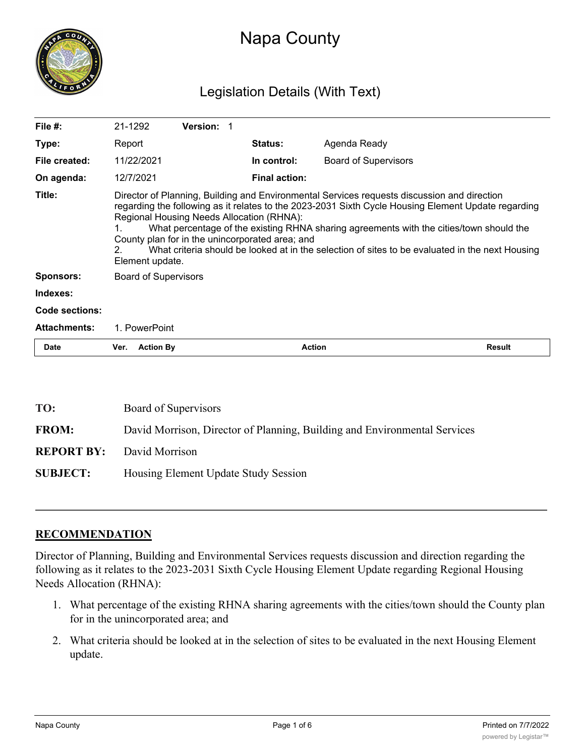# Napa County

## Legislation Details (With Text)

| | | | | |
|---|---|---|---|---|
| **File #:** | 21-1292 | **Version:** 1 | | |
| **Type:** | Report | | **Status:** | Agenda Ready |
| **File created:** | 11/22/2021 | | **In control:** | Board of Supervisors |
| **On agenda:** | 12/7/2021 | | **Final action:** | |

**Title:** Director of Planning, Building and Environmental Services requests discussion and direction regarding the following as it relates to the 2023-2031 Sixth Cycle Housing Element Update regarding Regional Housing Needs Allocation (RHNA):
1. What percentage of the existing RHNA sharing agreements with the cities/town should the County plan for in the unincorporated area; and
2. What criteria should be looked at in the selection of sites to be evaluated in the next Housing Element update.

**Sponsors:** Board of Supervisors

**Indexes:**

**Code sections:**

**Attachments:** 1. PowerPoint

| Date | Ver. | Action By | Action | Result |
|---|---|---|---|---|

**TO:** Board of Supervisors

**FROM:** David Morrison, Director of Planning, Building and Environmental Services

**REPORT BY:** David Morrison

**SUBJECT:** Housing Element Update Study Session

---

## RECOMMENDATION

Director of Planning, Building and Environmental Services requests discussion and direction regarding the following as it relates to the 2023-2031 Sixth Cycle Housing Element Update regarding Regional Housing Needs Allocation (RHNA):

1. What percentage of the existing RHNA sharing agreements with the cities/town should the County plan for in the unincorporated area; and
2. What criteria should be looked at in the selection of sites to be evaluated in the next Housing Element update.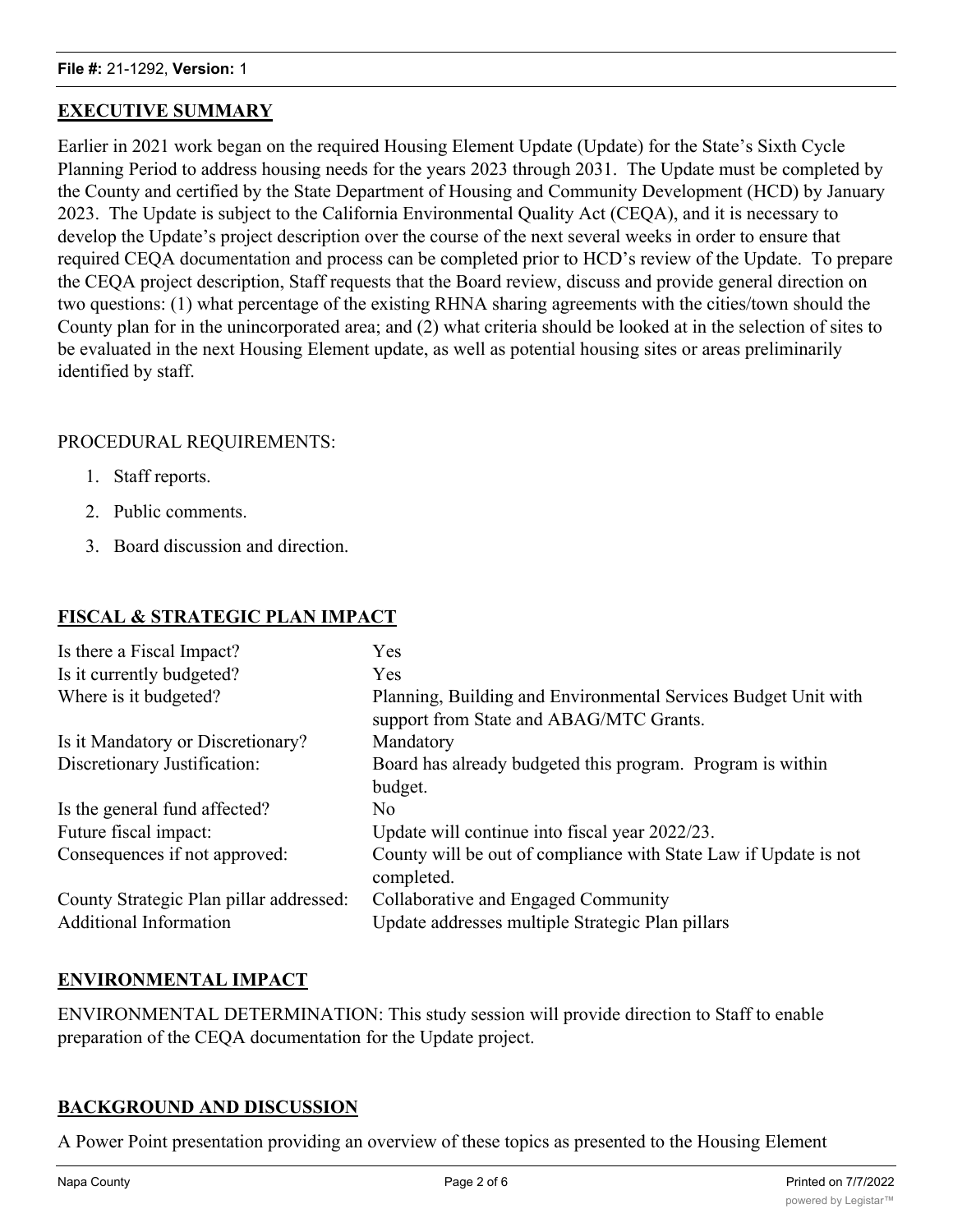## EXECUTIVE SUMMARY

Earlier in 2021 work began on the required Housing Element Update (Update) for the State's Sixth Cycle Planning Period to address housing needs for the years 2023 through 2031. The Update must be completed by the County and certified by the State Department of Housing and Community Development (HCD) by January 2023. The Update is subject to the California Environmental Quality Act (CEQA), and it is necessary to develop the Update's project description over the course of the next several weeks in order to ensure that required CEQA documentation and process can be completed prior to HCD's review of the Update. To prepare the CEQA project description, Staff requests that the Board review, discuss and provide general direction on two questions: (1) what percentage of the existing RHNA sharing agreements with the cities/town should the County plan for in the unincorporated area; and (2) what criteria should be looked at in the selection of sites to be evaluated in the next Housing Element update, as well as potential housing sites or areas preliminarily identified by staff.

PROCEDURAL REQUIREMENTS:

1. Staff reports.
2. Public comments.
3. Board discussion and direction.

## FISCAL & STRATEGIC PLAN IMPACT

| | |
|---|---|
| Is there a Fiscal Impact? | Yes |
| Is it currently budgeted? | Yes |
| Where is it budgeted? | Planning, Building and Environmental Services Budget Unit with support from State and ABAG/MTC Grants. |
| Is it Mandatory or Discretionary? | Mandatory |
| Discretionary Justification: | Board has already budgeted this program. Program is within budget. |
| Is the general fund affected? | No |
| Future fiscal impact: | Update will continue into fiscal year 2022/23. |
| Consequences if not approved: | County will be out of compliance with State Law if Update is not completed. |
| County Strategic Plan pillar addressed: | Collaborative and Engaged Community |
| Additional Information | Update addresses multiple Strategic Plan pillars |

## ENVIRONMENTAL IMPACT

ENVIRONMENTAL DETERMINATION: This study session will provide direction to Staff to enable preparation of the CEQA documentation for the Update project.

## BACKGROUND AND DISCUSSION

A Power Point presentation providing an overview of these topics as presented to the Housing Element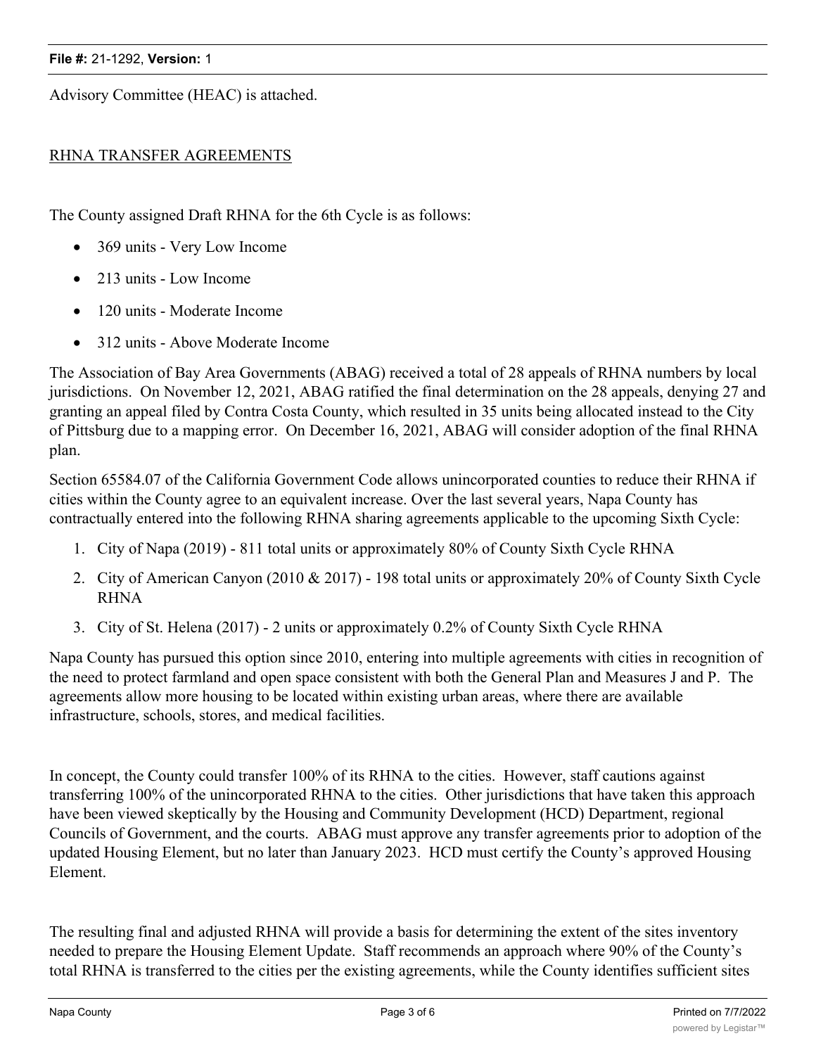Advisory Committee (HEAC) is attached.

RHNA TRANSFER AGREEMENTS

The County assigned Draft RHNA for the 6th Cycle is as follows:

- 369 units - Very Low Income
- 213 units - Low Income
- 120 units - Moderate Income
- 312 units - Above Moderate Income

The Association of Bay Area Governments (ABAG) received a total of 28 appeals of RHNA numbers by local jurisdictions. On November 12, 2021, ABAG ratified the final determination on the 28 appeals, denying 27 and granting an appeal filed by Contra Costa County, which resulted in 35 units being allocated instead to the City of Pittsburg due to a mapping error. On December 16, 2021, ABAG will consider adoption of the final RHNA plan.

Section 65584.07 of the California Government Code allows unincorporated counties to reduce their RHNA if cities within the County agree to an equivalent increase. Over the last several years, Napa County has contractually entered into the following RHNA sharing agreements applicable to the upcoming Sixth Cycle:

1. City of Napa (2019) - 811 total units or approximately 80% of County Sixth Cycle RHNA
2. City of American Canyon (2010 & 2017) - 198 total units or approximately 20% of County Sixth Cycle RHNA
3. City of St. Helena (2017) - 2 units or approximately 0.2% of County Sixth Cycle RHNA

Napa County has pursued this option since 2010, entering into multiple agreements with cities in recognition of the need to protect farmland and open space consistent with both the General Plan and Measures J and P. The agreements allow more housing to be located within existing urban areas, where there are available infrastructure, schools, stores, and medical facilities.

In concept, the County could transfer 100% of its RHNA to the cities. However, staff cautions against transferring 100% of the unincorporated RHNA to the cities. Other jurisdictions that have taken this approach have been viewed skeptically by the Housing and Community Development (HCD) Department, regional Councils of Government, and the courts. ABAG must approve any transfer agreements prior to adoption of the updated Housing Element, but no later than January 2023. HCD must certify the County's approved Housing Element.

The resulting final and adjusted RHNA will provide a basis for determining the extent of the sites inventory needed to prepare the Housing Element Update. Staff recommends an approach where 90% of the County's total RHNA is transferred to the cities per the existing agreements, while the County identifies sufficient sites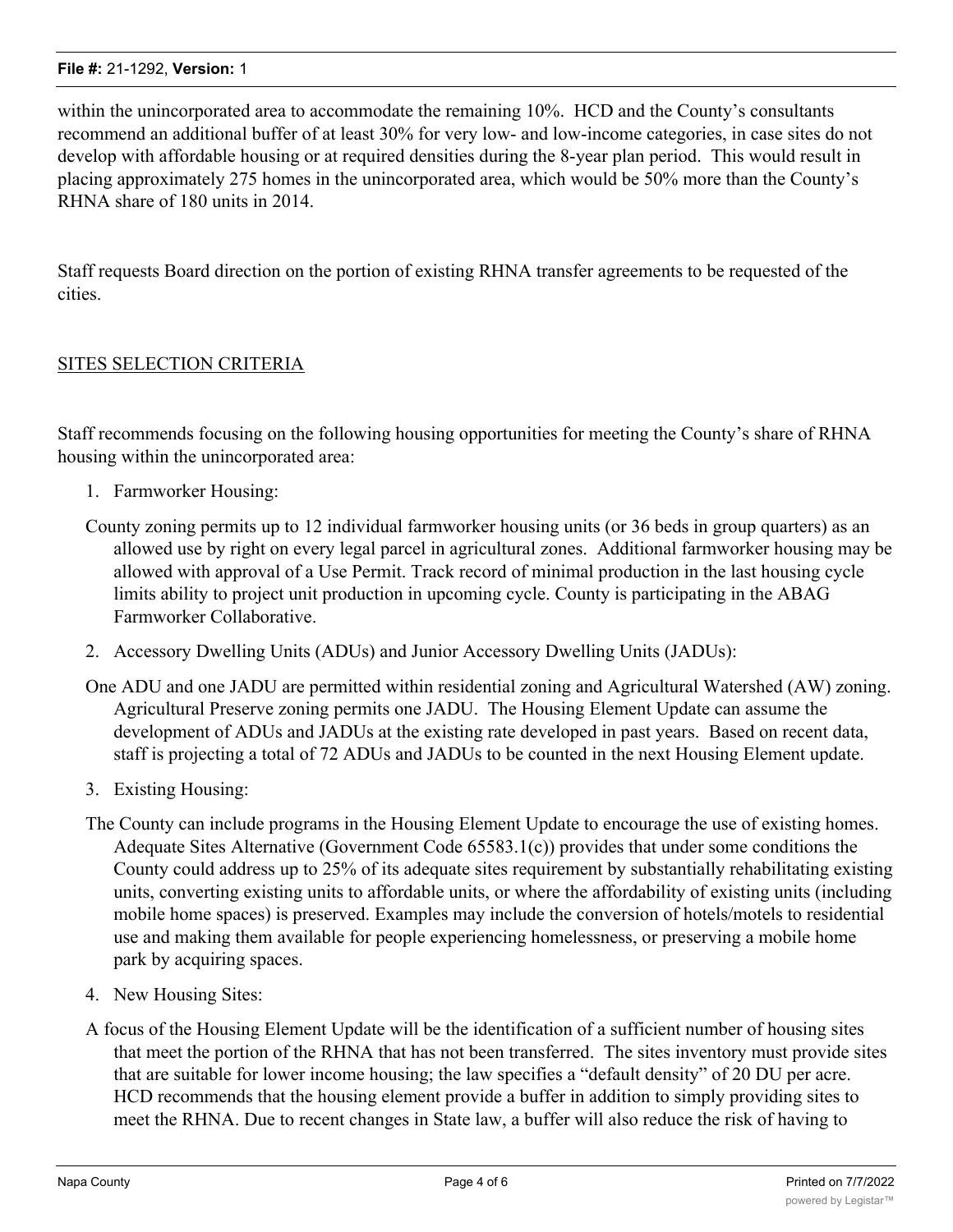within the unincorporated area to accommodate the remaining 10%. HCD and the County's consultants recommend an additional buffer of at least 30% for very low- and low-income categories, in case sites do not develop with affordable housing or at required densities during the 8-year plan period. This would result in placing approximately 275 homes in the unincorporated area, which would be 50% more than the County's RHNA share of 180 units in 2014.

Staff requests Board direction on the portion of existing RHNA transfer agreements to be requested of the cities.

SITES SELECTION CRITERIA

Staff recommends focusing on the following housing opportunities for meeting the County's share of RHNA housing within the unincorporated area:

1. Farmworker Housing:

   County zoning permits up to 12 individual farmworker housing units (or 36 beds in group quarters) as an allowed use by right on every legal parcel in agricultural zones. Additional farmworker housing may be allowed with approval of a Use Permit. Track record of minimal production in the last housing cycle limits ability to project unit production in upcoming cycle. County is participating in the ABAG Farmworker Collaborative.

2. Accessory Dwelling Units (ADUs) and Junior Accessory Dwelling Units (JADUs):

   One ADU and one JADU are permitted within residential zoning and Agricultural Watershed (AW) zoning. Agricultural Preserve zoning permits one JADU. The Housing Element Update can assume the development of ADUs and JADUs at the existing rate developed in past years. Based on recent data, staff is projecting a total of 72 ADUs and JADUs to be counted in the next Housing Element update.

3. Existing Housing:

   The County can include programs in the Housing Element Update to encourage the use of existing homes. Adequate Sites Alternative (Government Code 65583.1(c)) provides that under some conditions the County could address up to 25% of its adequate sites requirement by substantially rehabilitating existing units, converting existing units to affordable units, or where the affordability of existing units (including mobile home spaces) is preserved. Examples may include the conversion of hotels/motels to residential use and making them available for people experiencing homelessness, or preserving a mobile home park by acquiring spaces.

4. New Housing Sites:

   A focus of the Housing Element Update will be the identification of a sufficient number of housing sites that meet the portion of the RHNA that has not been transferred. The sites inventory must provide sites that are suitable for lower income housing; the law specifies a "default density" of 20 DU per acre. HCD recommends that the housing element provide a buffer in addition to simply providing sites to meet the RHNA. Due to recent changes in State law, a buffer will also reduce the risk of having to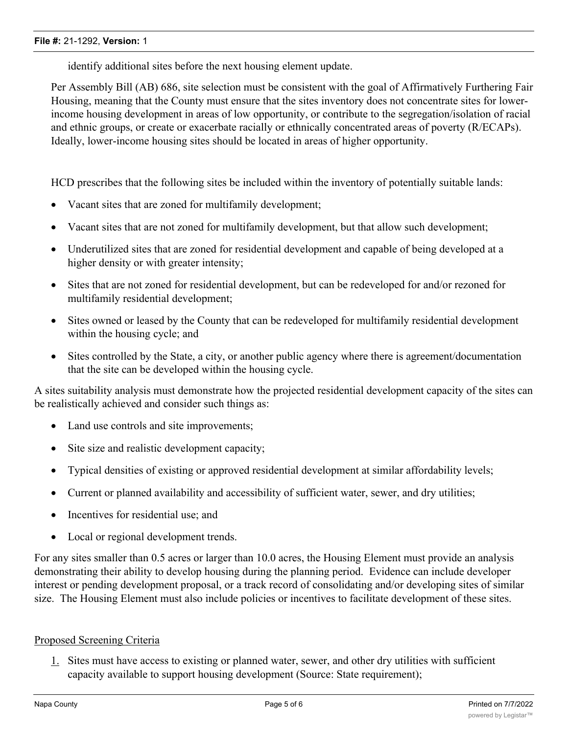identify additional sites before the next housing element update.

Per Assembly Bill (AB) 686, site selection must be consistent with the goal of Affirmatively Furthering Fair Housing, meaning that the County must ensure that the sites inventory does not concentrate sites for lower-income housing development in areas of low opportunity, or contribute to the segregation/isolation of racial and ethnic groups, or create or exacerbate racially or ethnically concentrated areas of poverty (R/ECAPs). Ideally, lower-income housing sites should be located in areas of higher opportunity.

HCD prescribes that the following sites be included within the inventory of potentially suitable lands:

- Vacant sites that are zoned for multifamily development;
- Vacant sites that are not zoned for multifamily development, but that allow such development;
- Underutilized sites that are zoned for residential development and capable of being developed at a higher density or with greater intensity;
- Sites that are not zoned for residential development, but can be redeveloped for and/or rezoned for multifamily residential development;
- Sites owned or leased by the County that can be redeveloped for multifamily residential development within the housing cycle; and
- Sites controlled by the State, a city, or another public agency where there is agreement/documentation that the site can be developed within the housing cycle.

A sites suitability analysis must demonstrate how the projected residential development capacity of the sites can be realistically achieved and consider such things as:

- Land use controls and site improvements;
- Site size and realistic development capacity;
- Typical densities of existing or approved residential development at similar affordability levels;
- Current or planned availability and accessibility of sufficient water, sewer, and dry utilities;
- Incentives for residential use; and
- Local or regional development trends.

For any sites smaller than 0.5 acres or larger than 10.0 acres, the Housing Element must provide an analysis demonstrating their ability to develop housing during the planning period. Evidence can include developer interest or pending development proposal, or a track record of consolidating and/or developing sites of similar size. The Housing Element must also include policies or incentives to facilitate development of these sites.

Proposed Screening Criteria

1. Sites must have access to existing or planned water, sewer, and other dry utilities with sufficient capacity available to support housing development (Source: State requirement);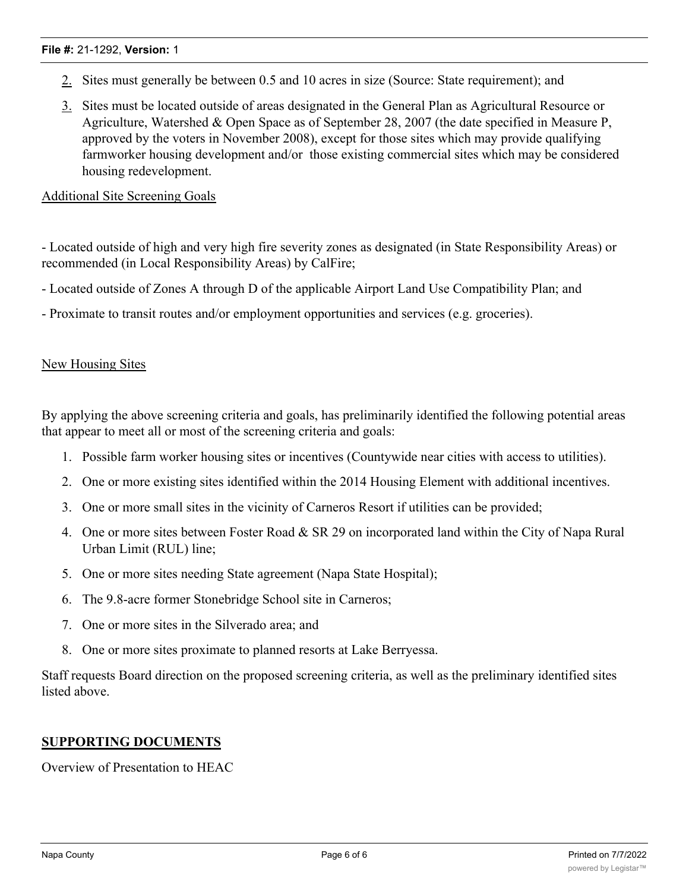2. Sites must generally be between 0.5 and 10 acres in size (Source: State requirement); and

3. Sites must be located outside of areas designated in the General Plan as Agricultural Resource or Agriculture, Watershed & Open Space as of September 28, 2007 (the date specified in Measure P, approved by the voters in November 2008), except for those sites which may provide qualifying farmworker housing development and/or those existing commercial sites which may be considered housing redevelopment.

Additional Site Screening Goals

- Located outside of high and very high fire severity zones as designated (in State Responsibility Areas) or recommended (in Local Responsibility Areas) by CalFire;
- Located outside of Zones A through D of the applicable Airport Land Use Compatibility Plan; and
- Proximate to transit routes and/or employment opportunities and services (e.g. groceries).

New Housing Sites

By applying the above screening criteria and goals, has preliminarily identified the following potential areas that appear to meet all or most of the screening criteria and goals:

1. Possible farm worker housing sites or incentives (Countywide near cities with access to utilities).
2. One or more existing sites identified within the 2014 Housing Element with additional incentives.
3. One or more small sites in the vicinity of Carneros Resort if utilities can be provided;
4. One or more sites between Foster Road & SR 29 on incorporated land within the City of Napa Rural Urban Limit (RUL) line;
5. One or more sites needing State agreement (Napa State Hospital);
6. The 9.8-acre former Stonebridge School site in Carneros;
7. One or more sites in the Silverado area; and
8. One or more sites proximate to planned resorts at Lake Berryessa.

Staff requests Board direction on the proposed screening criteria, as well as the preliminary identified sites listed above.

## SUPPORTING DOCUMENTS

Overview of Presentation to HEAC